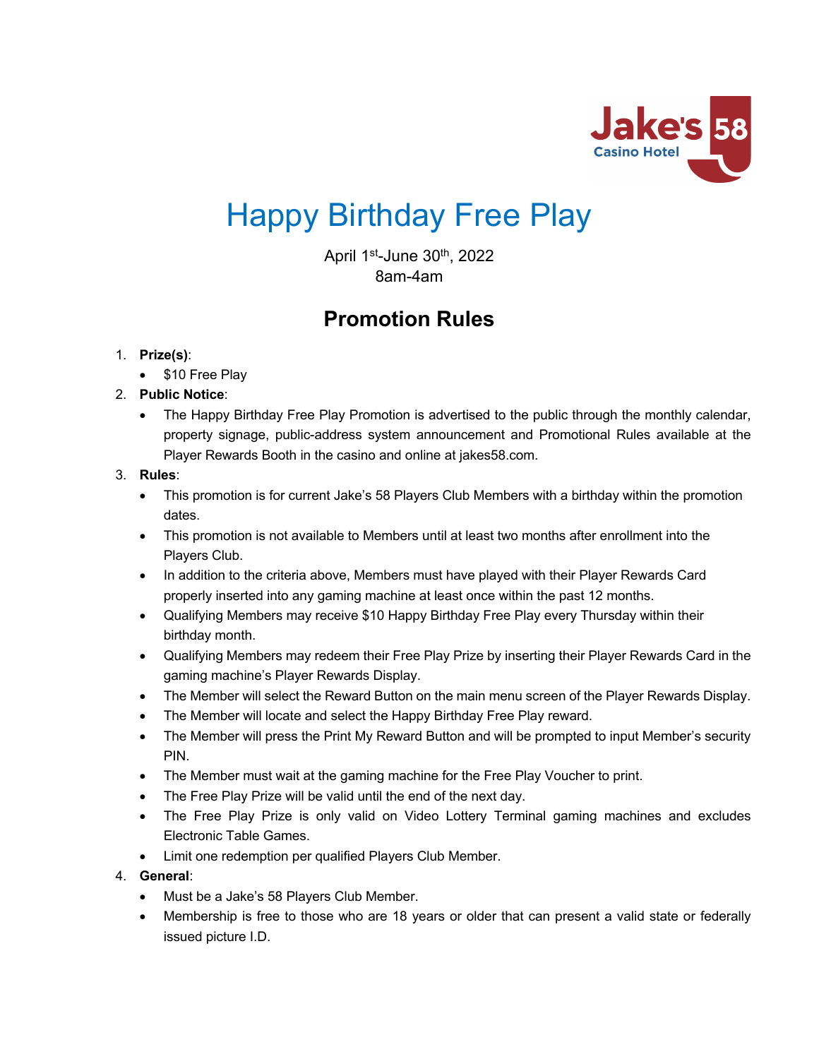Jake's 58 Casino Hotel

# Happy Birthday Free Play

April 1st-June 30th, 2022
8am-4am

## Promotion Rules

1. **Prize(s)**:
   - $10 Free Play
2. **Public Notice**:
   - The Happy Birthday Free Play Promotion is advertised to the public through the monthly calendar, property signage, public-address system announcement and Promotional Rules available at the Player Rewards Booth in the casino and online at jakes58.com.
3. **Rules**:
   - This promotion is for current Jake's 58 Players Club Members with a birthday within the promotion dates.
   - This promotion is not available to Members until at least two months after enrollment into the Players Club.
   - In addition to the criteria above, Members must have played with their Player Rewards Card properly inserted into any gaming machine at least once within the past 12 months.
   - Qualifying Members may receive $10 Happy Birthday Free Play every Thursday within their birthday month.
   - Qualifying Members may redeem their Free Play Prize by inserting their Player Rewards Card in the gaming machine's Player Rewards Display.
   - The Member will select the Reward Button on the main menu screen of the Player Rewards Display.
   - The Member will locate and select the Happy Birthday Free Play reward.
   - The Member will press the Print My Reward Button and will be prompted to input Member's security PIN.
   - The Member must wait at the gaming machine for the Free Play Voucher to print.
   - The Free Play Prize will be valid until the end of the next day.
   - The Free Play Prize is only valid on Video Lottery Terminal gaming machines and excludes Electronic Table Games.
   - Limit one redemption per qualified Players Club Member.
4. **General**:
   - Must be a Jake's 58 Players Club Member.
   - Membership is free to those who are 18 years or older that can present a valid state or federally issued picture I.D.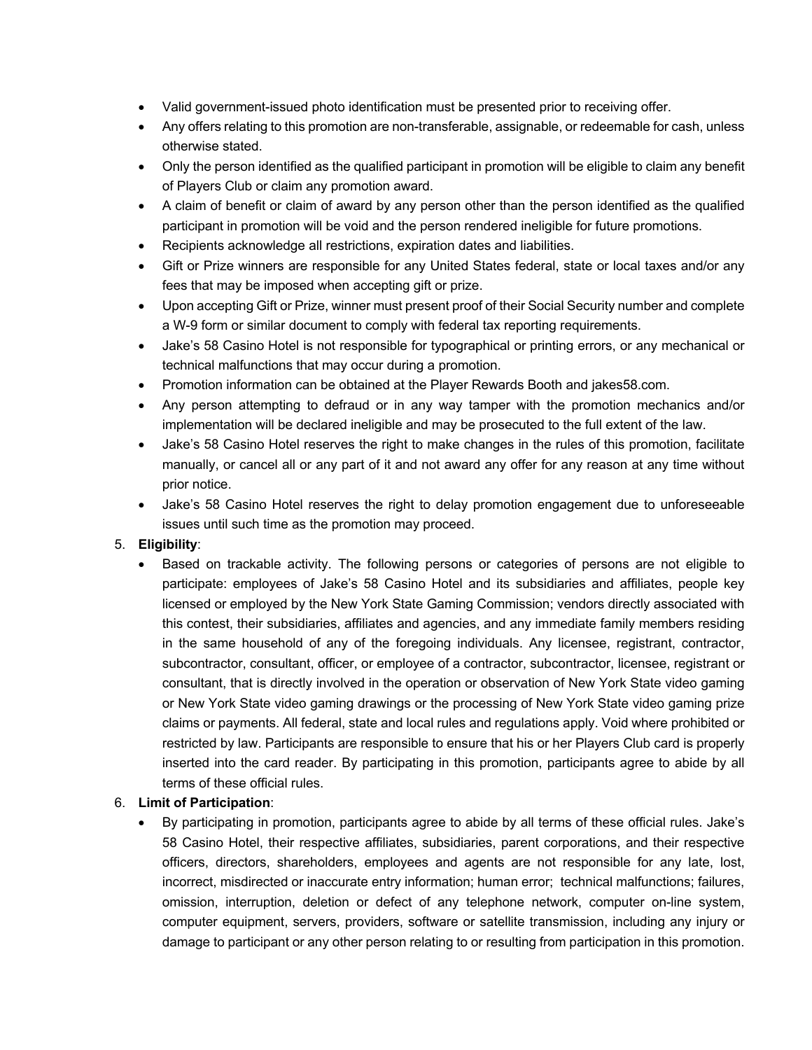- Valid government-issued photo identification must be presented prior to receiving offer.
- Any offers relating to this promotion are non-transferable, assignable, or redeemable for cash, unless otherwise stated.
- Only the person identified as the qualified participant in promotion will be eligible to claim any benefit of Players Club or claim any promotion award.
- A claim of benefit or claim of award by any person other than the person identified as the qualified participant in promotion will be void and the person rendered ineligible for future promotions.
- Recipients acknowledge all restrictions, expiration dates and liabilities.
- Gift or Prize winners are responsible for any United States federal, state or local taxes and/or any fees that may be imposed when accepting gift or prize.
- Upon accepting Gift or Prize, winner must present proof of their Social Security number and complete a W-9 form or similar document to comply with federal tax reporting requirements.
- Jake's 58 Casino Hotel is not responsible for typographical or printing errors, or any mechanical or technical malfunctions that may occur during a promotion.
- Promotion information can be obtained at the Player Rewards Booth and jakes58.com.
- Any person attempting to defraud or in any way tamper with the promotion mechanics and/or implementation will be declared ineligible and may be prosecuted to the full extent of the law.
- Jake's 58 Casino Hotel reserves the right to make changes in the rules of this promotion, facilitate manually, or cancel all or any part of it and not award any offer for any reason at any time without prior notice.
- Jake's 58 Casino Hotel reserves the right to delay promotion engagement due to unforeseeable issues until such time as the promotion may proceed.

5. **Eligibility**:
   - Based on trackable activity. The following persons or categories of persons are not eligible to participate: employees of Jake's 58 Casino Hotel and its subsidiaries and affiliates, people key licensed or employed by the New York State Gaming Commission; vendors directly associated with this contest, their subsidiaries, affiliates and agencies, and any immediate family members residing in the same household of any of the foregoing individuals. Any licensee, registrant, contractor, subcontractor, consultant, officer, or employee of a contractor, subcontractor, licensee, registrant or consultant, that is directly involved in the operation or observation of New York State video gaming or New York State video gaming drawings or the processing of New York State video gaming prize claims or payments. All federal, state and local rules and regulations apply. Void where prohibited or restricted by law. Participants are responsible to ensure that his or her Players Club card is properly inserted into the card reader. By participating in this promotion, participants agree to abide by all terms of these official rules.

6. **Limit of Participation**:
   - By participating in promotion, participants agree to abide by all terms of these official rules. Jake's 58 Casino Hotel, their respective affiliates, subsidiaries, parent corporations, and their respective officers, directors, shareholders, employees and agents are not responsible for any late, lost, incorrect, misdirected or inaccurate entry information; human error; technical malfunctions; failures, omission, interruption, deletion or defect of any telephone network, computer on-line system, computer equipment, servers, providers, software or satellite transmission, including any injury or damage to participant or any other person relating to or resulting from participation in this promotion.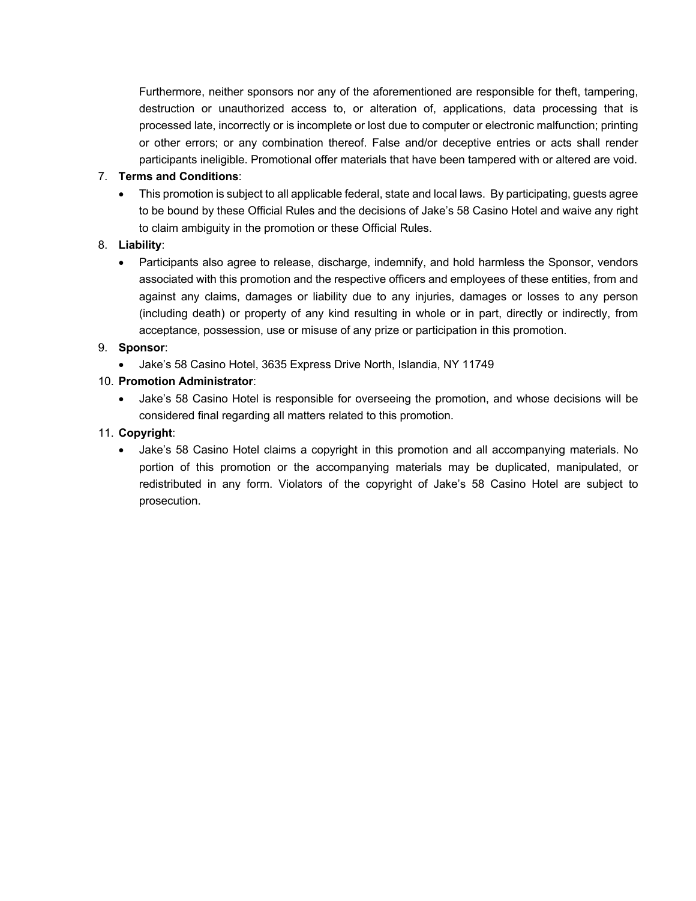Furthermore, neither sponsors nor any of the aforementioned are responsible for theft, tampering, destruction or unauthorized access to, or alteration of, applications, data processing that is processed late, incorrectly or is incomplete or lost due to computer or electronic malfunction; printing or other errors; or any combination thereof. False and/or deceptive entries or acts shall render participants ineligible. Promotional offer materials that have been tampered with or altered are void.

7. **Terms and Conditions**:
   - This promotion is subject to all applicable federal, state and local laws. By participating, guests agree to be bound by these Official Rules and the decisions of Jake's 58 Casino Hotel and waive any right to claim ambiguity in the promotion or these Official Rules.
8. **Liability**:
   - Participants also agree to release, discharge, indemnify, and hold harmless the Sponsor, vendors associated with this promotion and the respective officers and employees of these entities, from and against any claims, damages or liability due to any injuries, damages or losses to any person (including death) or property of any kind resulting in whole or in part, directly or indirectly, from acceptance, possession, use or misuse of any prize or participation in this promotion.
9. **Sponsor**:
   - Jake's 58 Casino Hotel, 3635 Express Drive North, Islandia, NY 11749
10. **Promotion Administrator**:
    - Jake's 58 Casino Hotel is responsible for overseeing the promotion, and whose decisions will be considered final regarding all matters related to this promotion.
11. **Copyright**:
    - Jake's 58 Casino Hotel claims a copyright in this promotion and all accompanying materials. No portion of this promotion or the accompanying materials may be duplicated, manipulated, or redistributed in any form. Violators of the copyright of Jake's 58 Casino Hotel are subject to prosecution.